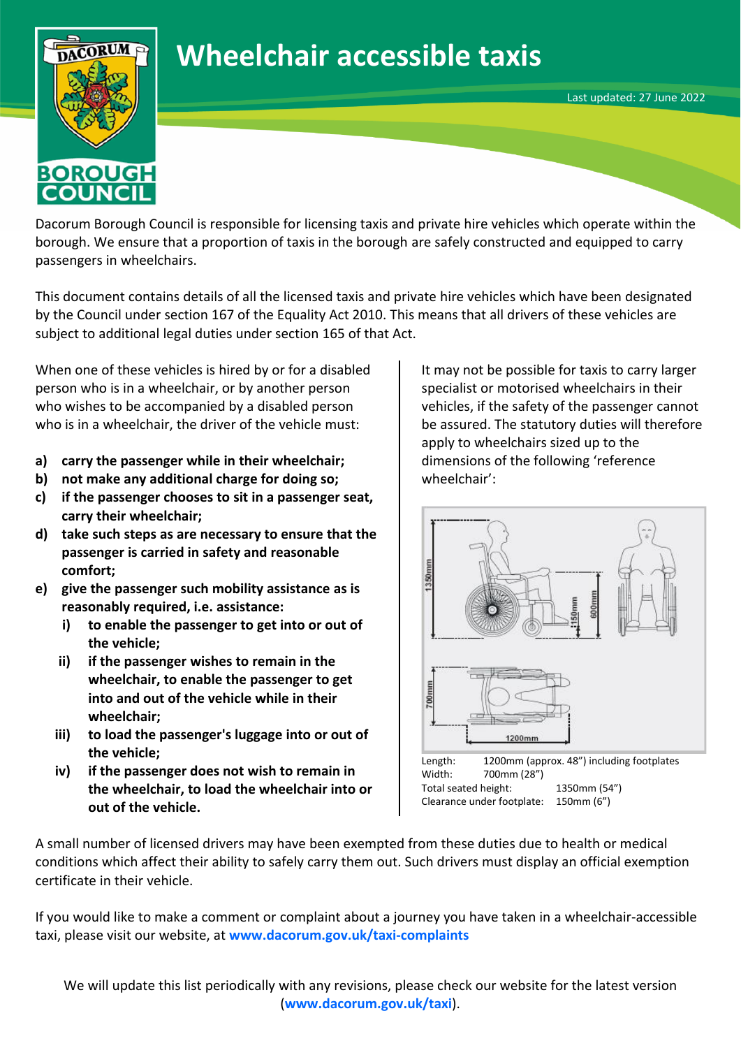# Wheelchair accessible taxis

Last updated: 27 June 2022

Dacorum Borough Council is responsible for licensing taxis and private hire vehicles which operate within the borough. We ensure that a proportion of taxis in the borough are safely constructed and equipped to carry passengers in wheelchairs.

This document contains details of all the licensed taxis and private hire vehicles which have been designated by the Council under section 167 of the Equality Act 2010. This means that all drivers of these vehicles are subject to additional legal duties under section 165 of that Act.

When one of these vehicles is hired by or for a disabled person who is in a wheelchair, or by another person who wishes to be accompanied by a disabled person who is in a wheelchair, the driver of the vehicle must:

a) **carry the passenger while in their wheelchair;**
b) **not make any additional charge for doing so;**
c) **if the passenger chooses to sit in a passenger seat, carry their wheelchair;**
d) **take such steps as are necessary to ensure that the passenger is carried in safety and reasonable comfort;**
e) **give the passenger such mobility assistance as is reasonably required, i.e. assistance:**
   i) **to enable the passenger to get into or out of the vehicle;**
   ii) **if the passenger wishes to remain in the wheelchair, to enable the passenger to get into and out of the vehicle while in their wheelchair;**
   iii) **to load the passenger's luggage into or out of the vehicle;**
   iv) **if the passenger does not wish to remain in the wheelchair, to load the wheelchair into or out of the vehicle.**

It may not be possible for taxis to carry larger specialist or motorised wheelchairs in their vehicles, if the safety of the passenger cannot be assured. The statutory duties will therefore apply to wheelchairs sized up to the dimensions of the following 'reference wheelchair':

Length: 1200mm (approx. 48") including footplates
Width: 700mm (28")
Total seated height: 1350mm (54")
Clearance under footplate: 150mm (6")

A small number of licensed drivers may have been exempted from these duties due to health or medical conditions which affect their ability to safely carry them out. Such drivers must display an official exemption certificate in their vehicle.

If you would like to make a comment or complaint about a journey you have taken in a wheelchair-accessible taxi, please visit our website, at **www.dacorum.gov.uk/taxi-complaints**

We will update this list periodically with any revisions, please check our website for the latest version (**www.dacorum.gov.uk/taxi**).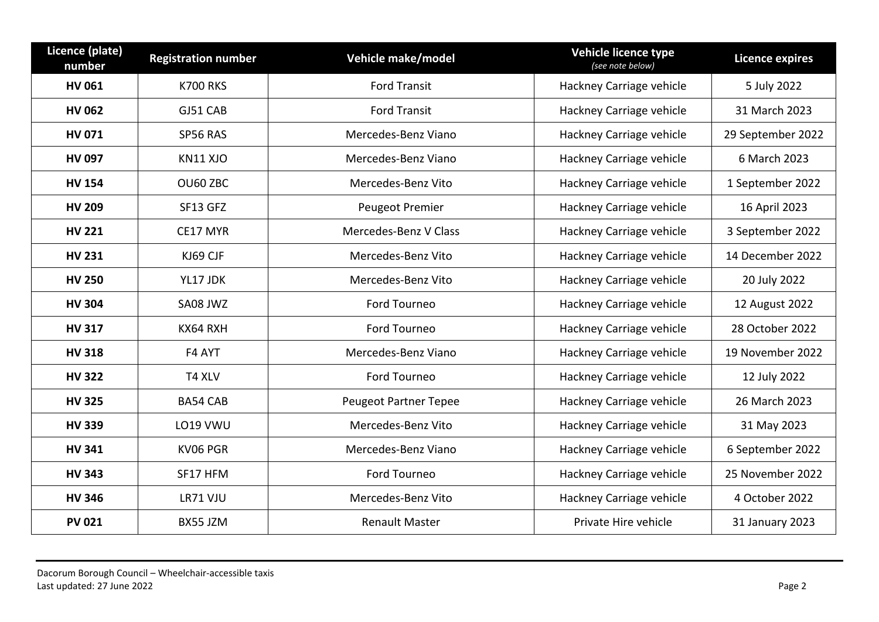| Licence (plate) number | Registration number | Vehicle make/model | Vehicle licence type *(see note below)* | Licence expires |
|---|---|---|---|---|
| **HV 061** | K700 RKS | Ford Transit | Hackney Carriage vehicle | 5 July 2022 |
| **HV 062** | GJ51 CAB | Ford Transit | Hackney Carriage vehicle | 31 March 2023 |
| **HV 071** | SP56 RAS | Mercedes-Benz Viano | Hackney Carriage vehicle | 29 September 2022 |
| **HV 097** | KN11 XJO | Mercedes-Benz Viano | Hackney Carriage vehicle | 6 March 2023 |
| **HV 154** | OU60 ZBC | Mercedes-Benz Vito | Hackney Carriage vehicle | 1 September 2022 |
| **HV 209** | SF13 GFZ | Peugeot Premier | Hackney Carriage vehicle | 16 April 2023 |
| **HV 221** | CE17 MYR | Mercedes-Benz V Class | Hackney Carriage vehicle | 3 September 2022 |
| **HV 231** | KJ69 CJF | Mercedes-Benz Vito | Hackney Carriage vehicle | 14 December 2022 |
| **HV 250** | YL17 JDK | Mercedes-Benz Vito | Hackney Carriage vehicle | 20 July 2022 |
| **HV 304** | SA08 JWZ | Ford Tourneo | Hackney Carriage vehicle | 12 August 2022 |
| **HV 317** | KX64 RXH | Ford Tourneo | Hackney Carriage vehicle | 28 October 2022 |
| **HV 318** | F4 AYT | Mercedes-Benz Viano | Hackney Carriage vehicle | 19 November 2022 |
| **HV 322** | T4 XLV | Ford Tourneo | Hackney Carriage vehicle | 12 July 2022 |
| **HV 325** | BA54 CAB | Peugeot Partner Tepee | Hackney Carriage vehicle | 26 March 2023 |
| **HV 339** | LO19 VWU | Mercedes-Benz Vito | Hackney Carriage vehicle | 31 May 2023 |
| **HV 341** | KV06 PGR | Mercedes-Benz Viano | Hackney Carriage vehicle | 6 September 2022 |
| **HV 343** | SF17 HFM | Ford Tourneo | Hackney Carriage vehicle | 25 November 2022 |
| **HV 346** | LR71 VJU | Mercedes-Benz Vito | Hackney Carriage vehicle | 4 October 2022 |
| **PV 021** | BX55 JZM | Renault Master | Private Hire vehicle | 31 January 2023 |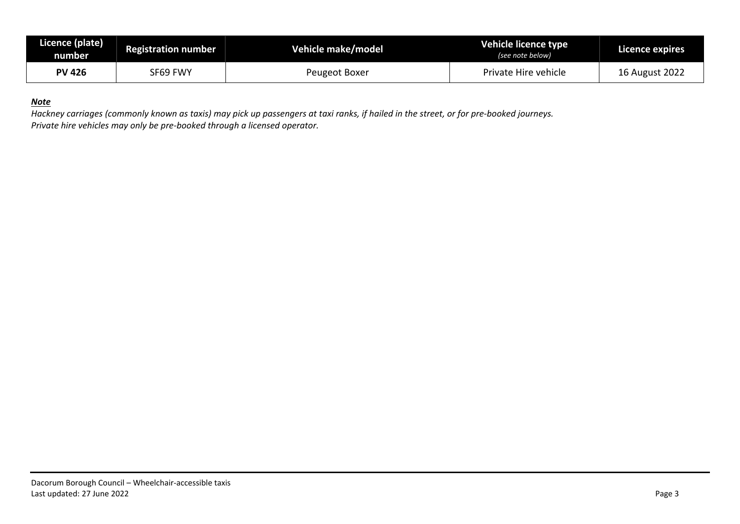| Licence (plate) number | Registration number | Vehicle make/model | Vehicle licence type *(see note below)* | Licence expires |
|---|---|---|---|---|
| **PV 426** | SF69 FWY | Peugeot Boxer | Private Hire vehicle | 16 August 2022 |

***Note***

*Hackney carriages (commonly known as taxis) may pick up passengers at taxi ranks, if hailed in the street, or for pre-booked journeys.*
*Private hire vehicles may only be pre-booked through a licensed operator.*